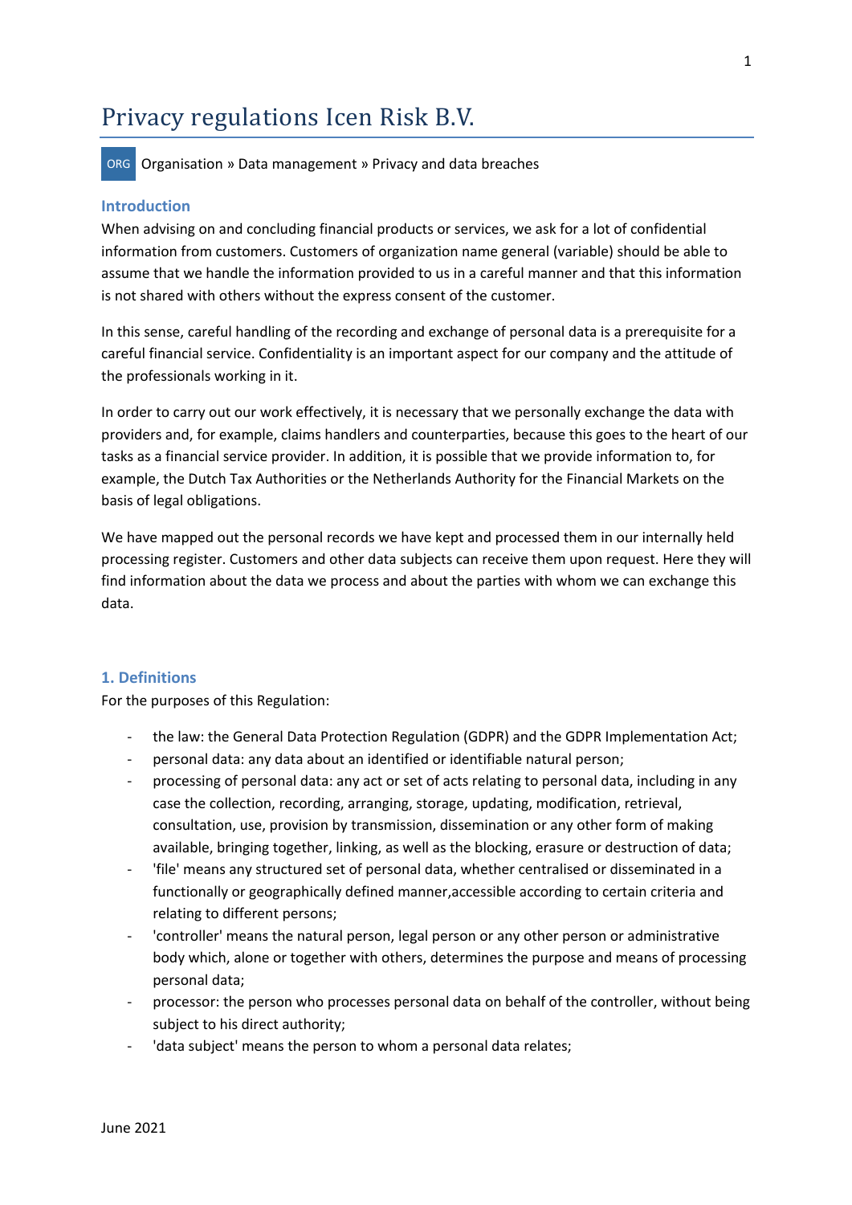# Privacy regulations Icen Risk B.V.

ORG Organisation » Data management » Privacy and data breaches

## Introduction

When advising on and concluding financial products or services, we ask for a lot of confidential information from customers. Customers of organization name general (variable) should be able to assume that we handle the information provided to us in a careful manner and that this information is not shared with others without the express consent of the customer.

In this sense, careful handling of the recording and exchange of personal data is a prerequisite for a careful financial service. Confidentiality is an important aspect for our company and the attitude of the professionals working in it.

In order to carry out our work effectively, it is necessary that we personally exchange the data with providers and, for example, claims handlers and counterparties, because this goes to the heart of our tasks as a financial service provider. In addition, it is possible that we provide information to, for example, the Dutch Tax Authorities or the Netherlands Authority for the Financial Markets on the basis of legal obligations.

We have mapped out the personal records we have kept and processed them in our internally held processing register. Customers and other data subjects can receive them upon request. Here they will find information about the data we process and about the parties with whom we can exchange this data.

## 1. Definitions

For the purposes of this Regulation:

- the law: the General Data Protection Regulation (GDPR) and the GDPR Implementation Act;
- personal data: any data about an identified or identifiable natural person;
- processing of personal data: any act or set of acts relating to personal data, including in any case the collection, recording, arranging, storage, updating, modification, retrieval, consultation, use, provision by transmission, dissemination or any other form of making available, bringing together, linking, as well as the blocking, erasure or destruction of data;
- 'file' means any structured set of personal data, whether centralised or disseminated in a functionally or geographically defined manner,accessible according to certain criteria and relating to different persons;
- 'controller' means the natural person, legal person or any other person or administrative body which, alone or together with others, determines the purpose and means of processing personal data;
- processor: the person who processes personal data on behalf of the controller, without being subject to his direct authority;
- 'data subject' means the person to whom a personal data relates;

June 2021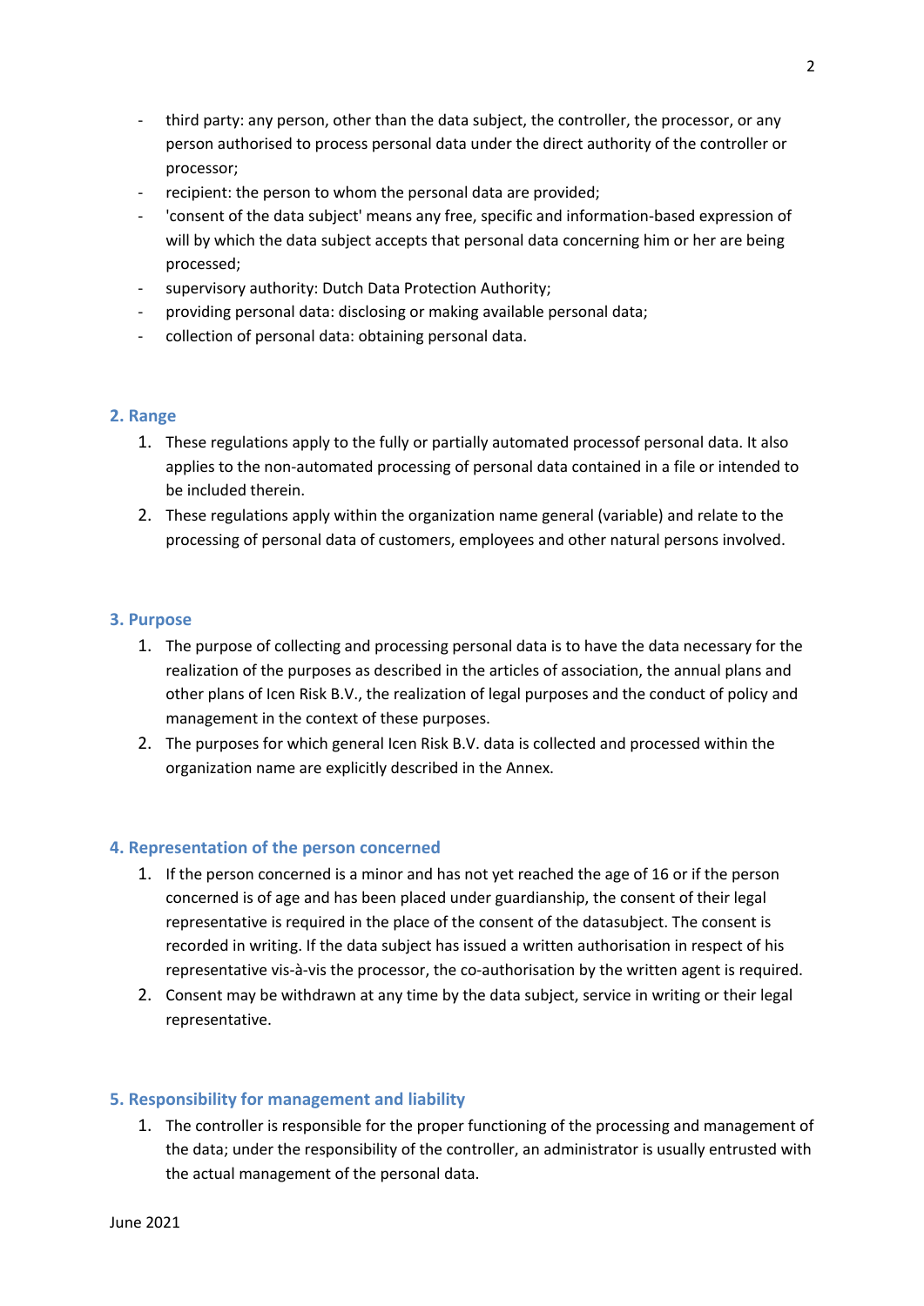- third party: any person, other than the data subject, the controller, the processor, or any person authorised to process personal data under the direct authority of the controller or processor;
- recipient: the person to whom the personal data are provided;
- 'consent of the data subject' means any free, specific and information-based expression of will by which the data subject accepts that personal data concerning him or her are being processed;
- supervisory authority: Dutch Data Protection Authority;
- providing personal data: disclosing or making available personal data;
- collection of personal data: obtaining personal data.

## 2. Range

1. These regulations apply to the fully or partially automated processof personal data. It also applies to the non-automated processing of personal data contained in a file or intended to be included therein.
2. These regulations apply within the organization name general (variable) and relate to the processing of personal data of customers, employees and other natural persons involved.

## 3. Purpose

1. The purpose of collecting and processing personal data is to have the data necessary for the realization of the purposes as described in the articles of association, the annual plans and other plans of Icen Risk B.V., the realization of legal purposes and the conduct of policy and management in the context of these purposes.
2. The purposes for which general Icen Risk B.V. data is collected and processed within the organization name are explicitly described in the Annex.

## 4. Representation of the person concerned

1. If the person concerned is a minor and has not yet reached the age of 16 or if the person concerned is of age and has been placed under guardianship, the consent of their legal representative is required in the place of the consent of the datasubject. The consent is recorded in writing. If the data subject has issued a written authorisation in respect of his representative vis-à-vis the processor, the co-authorisation by the written agent is required.
2. Consent may be withdrawn at any time by the data subject, service in writing or their legal representative.

## 5. Responsibility for management and liability

1. The controller is responsible for the proper functioning of the processing and management of the data; under the responsibility of the controller, an administrator is usually entrusted with the actual management of the personal data.

June 2021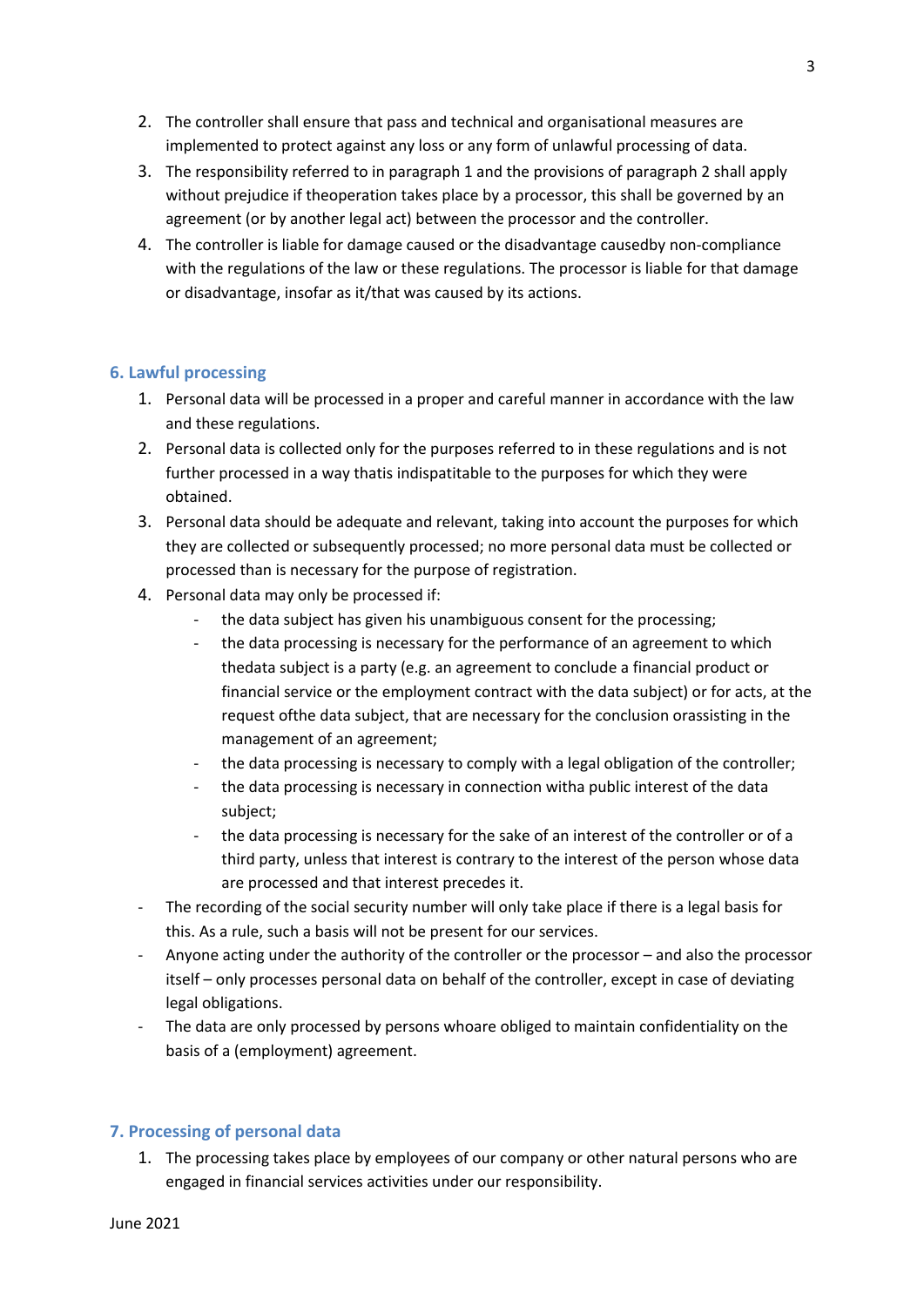2. The controller shall ensure that pass and technical and organisational measures are implemented to protect against any loss or any form of unlawful processing of data.
3. The responsibility referred to in paragraph 1 and the provisions of paragraph 2 shall apply without prejudice if theoperation takes place by a processor, this shall be governed by an agreement (or by another legal act) between the processor and the controller.
4. The controller is liable for damage caused or the disadvantage causedby non-compliance with the regulations of the law or these regulations. The processor is liable for that damage or disadvantage, insofar as it/that was caused by its actions.

## 6. Lawful processing

1. Personal data will be processed in a proper and careful manner in accordance with the law and these regulations.
2. Personal data is collected only for the purposes referred to in these regulations and is not further processed in a way thatis indispatitable to the purposes for which they were obtained.
3. Personal data should be adequate and relevant, taking into account the purposes for which they are collected or subsequently processed; no more personal data must be collected or processed than is necessary for the purpose of registration.
4. Personal data may only be processed if:
    - the data subject has given his unambiguous consent for the processing;
    - the data processing is necessary for the performance of an agreement to which thedata subject is a party (e.g. an agreement to conclude a financial product or financial service or the employment contract with the data subject) or for acts, at the request ofthe data subject, that are necessary for the conclusion orassisting in the management of an agreement;
    - the data processing is necessary to comply with a legal obligation of the controller;
    - the data processing is necessary in connection witha public interest of the data subject;
    - the data processing is necessary for the sake of an interest of the controller or of a third party, unless that interest is contrary to the interest of the person whose data are processed and that interest precedes it.

- The recording of the social security number will only take place if there is a legal basis for this. As a rule, such a basis will not be present for our services.
- Anyone acting under the authority of the controller or the processor – and also the processor itself – only processes personal data on behalf of the controller, except in case of deviating legal obligations.
- The data are only processed by persons whoare obliged to maintain confidentiality on the basis of a (employment) agreement.

## 7. Processing of personal data

1. The processing takes place by employees of our company or other natural persons who are engaged in financial services activities under our responsibility.

June 2021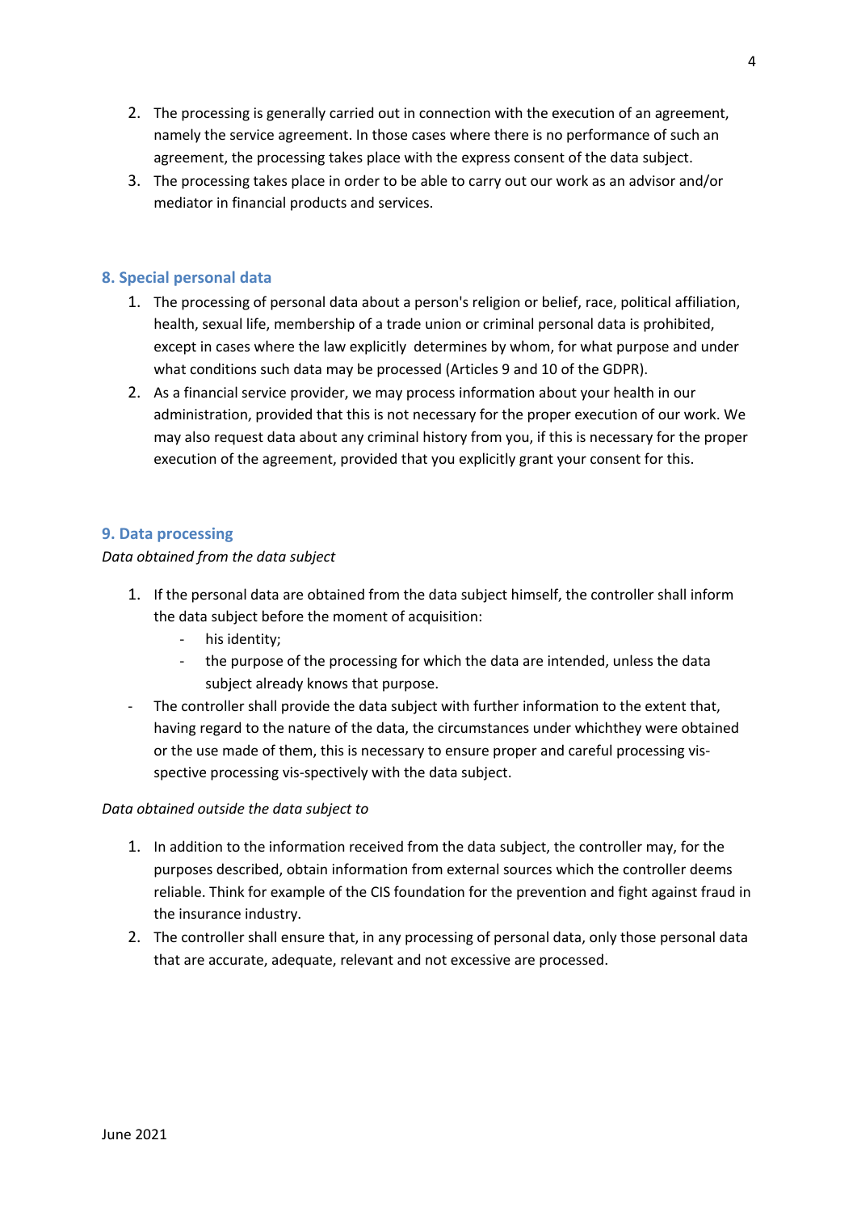2. The processing is generally carried out in connection with the execution of an agreement, namely the service agreement. In those cases where there is no performance of such an agreement, the processing takes place with the express consent of the data subject.
3. The processing takes place in order to be able to carry out our work as an advisor and/or mediator in financial products and services.

## 8. Special personal data

1. The processing of personal data about a person's religion or belief, race, political affiliation, health, sexual life, membership of a trade union or criminal personal data is prohibited, except in cases where the law explicitly determines by whom, for what purpose and under what conditions such data may be processed (Articles 9 and 10 of the GDPR).
2. As a financial service provider, we may process information about your health in our administration, provided that this is not necessary for the proper execution of our work. We may also request data about any criminal history from you, if this is necessary for the proper execution of the agreement, provided that you explicitly grant your consent for this.

## 9. Data processing

*Data obtained from the data subject*

1. If the personal data are obtained from the data subject himself, the controller shall inform the data subject before the moment of acquisition:
    - his identity;
    - the purpose of the processing for which the data are intended, unless the data subject already knows that purpose.

- The controller shall provide the data subject with further information to the extent that, having regard to the nature of the data, the circumstances under whichthey were obtained or the use made of them, this is necessary to ensure proper and careful processing vis-spective processing vis-spectively with the data subject.

*Data obtained outside the data subject to*

1. In addition to the information received from the data subject, the controller may, for the purposes described, obtain information from external sources which the controller deems reliable. Think for example of the CIS foundation for the prevention and fight against fraud in the insurance industry.
2. The controller shall ensure that, in any processing of personal data, only those personal data that are accurate, adequate, relevant and not excessive are processed.

June 2021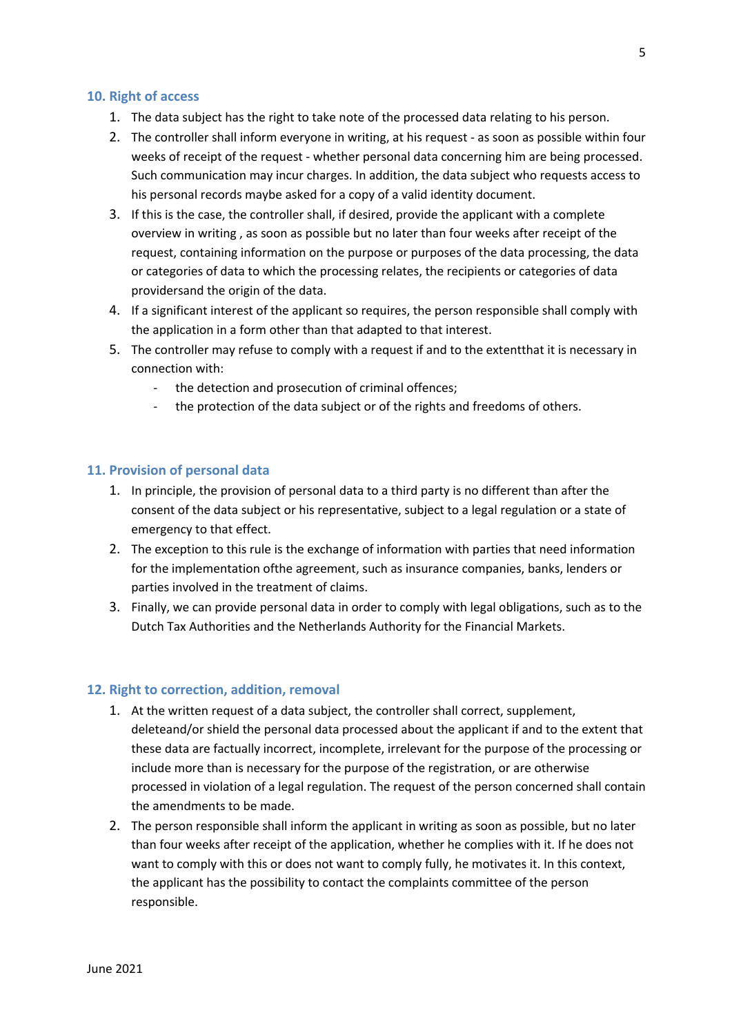## 10. Right of access

1. The data subject has the right to take note of the processed data relating to his person.
2. The controller shall inform everyone in writing, at his request - as soon as possible within four weeks of receipt of the request - whether personal data concerning him are being processed. Such communication may incur charges. In addition, the data subject who requests access to his personal records maybe asked for a copy of a valid identity document.
3. If this is the case, the controller shall, if desired, provide the applicant with a complete overview in writing , as soon as possible but no later than four weeks after receipt of the request, containing information on the purpose or purposes of the data processing, the data or categories of data to which the processing relates, the recipients or categories of data providersand the origin of the data.
4. If a significant interest of the applicant so requires, the person responsible shall comply with the application in a form other than that adapted to that interest.
5. The controller may refuse to comply with a request if and to the extentthat it is necessary in connection with:
   - the detection and prosecution of criminal offences;
   - the protection of the data subject or of the rights and freedoms of others.

## 11. Provision of personal data

1. In principle, the provision of personal data to a third party is no different than after the consent of the data subject or his representative, subject to a legal regulation or a state of emergency to that effect.
2. The exception to this rule is the exchange of information with parties that need information for the implementation ofthe agreement, such as insurance companies, banks, lenders or parties involved in the treatment of claims.
3. Finally, we can provide personal data in order to comply with legal obligations, such as to the Dutch Tax Authorities and the Netherlands Authority for the Financial Markets.

## 12. Right to correction, addition, removal

1. At the written request of a data subject, the controller shall correct, supplement, deleteand/or shield the personal data processed about the applicant if and to the extent that these data are factually incorrect, incomplete, irrelevant for the purpose of the processing or include more than is necessary for the purpose of the registration, or are otherwise processed in violation of a legal regulation. The request of the person concerned shall contain the amendments to be made.
2. The person responsible shall inform the applicant in writing as soon as possible, but no later than four weeks after receipt of the application, whether he complies with it. If he does not want to comply with this or does not want to comply fully, he motivates it. In this context, the applicant has the possibility to contact the complaints committee of the person responsible.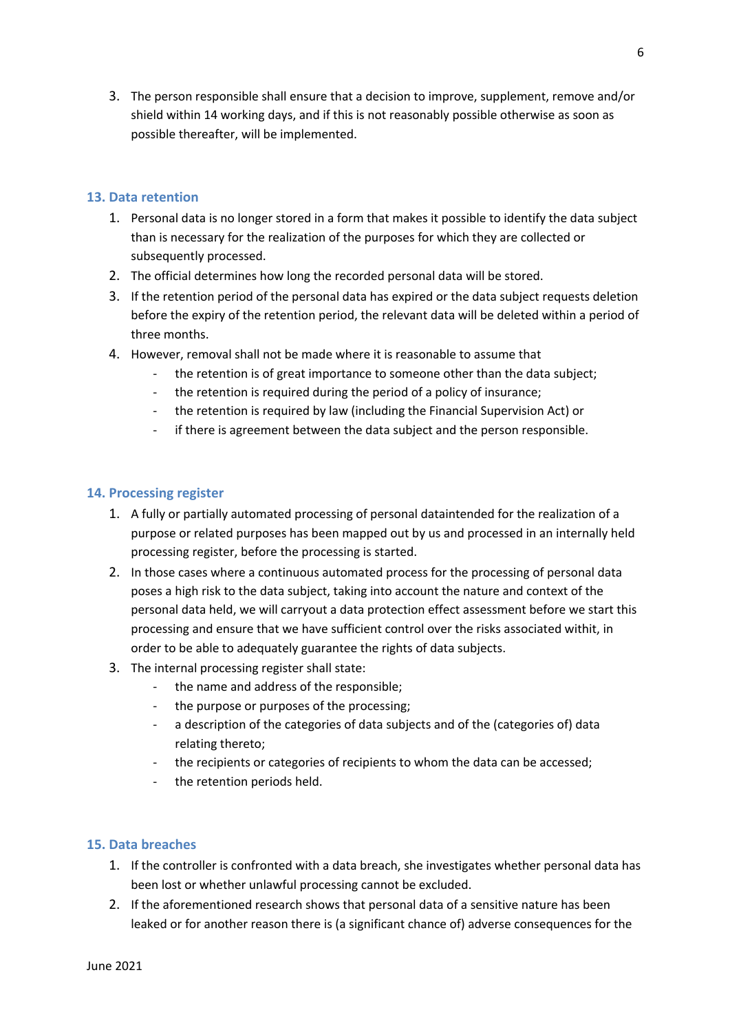3. The person responsible shall ensure that a decision to improve, supplement, remove and/or shield within 14 working days, and if this is not reasonably possible otherwise as soon as possible thereafter, will be implemented.

## 13. Data retention

1. Personal data is no longer stored in a form that makes it possible to identify the data subject than is necessary for the realization of the purposes for which they are collected or subsequently processed.
2. The official determines how long the recorded personal data will be stored.
3. If the retention period of the personal data has expired or the data subject requests deletion before the expiry of the retention period, the relevant data will be deleted within a period of three months.
4. However, removal shall not be made where it is reasonable to assume that
   - the retention is of great importance to someone other than the data subject;
   - the retention is required during the period of a policy of insurance;
   - the retention is required by law (including the Financial Supervision Act) or
   - if there is agreement between the data subject and the person responsible.

## 14. Processing register

1. A fully or partially automated processing of personal dataintended for the realization of a purpose or related purposes has been mapped out by us and processed in an internally held processing register, before the processing is started.
2. In those cases where a continuous automated process for the processing of personal data poses a high risk to the data subject, taking into account the nature and context of the personal data held, we will carryout a data protection effect assessment before we start this processing and ensure that we have sufficient control over the risks associated withit, in order to be able to adequately guarantee the rights of data subjects.
3. The internal processing register shall state:
   - the name and address of the responsible;
   - the purpose or purposes of the processing;
   - a description of the categories of data subjects and of the (categories of) data relating thereto;
   - the recipients or categories of recipients to whom the data can be accessed;
   - the retention periods held.

## 15. Data breaches

1. If the controller is confronted with a data breach, she investigates whether personal data has been lost or whether unlawful processing cannot be excluded.
2. If the aforementioned research shows that personal data of a sensitive nature has been leaked or for another reason there is (a significant chance of) adverse consequences for the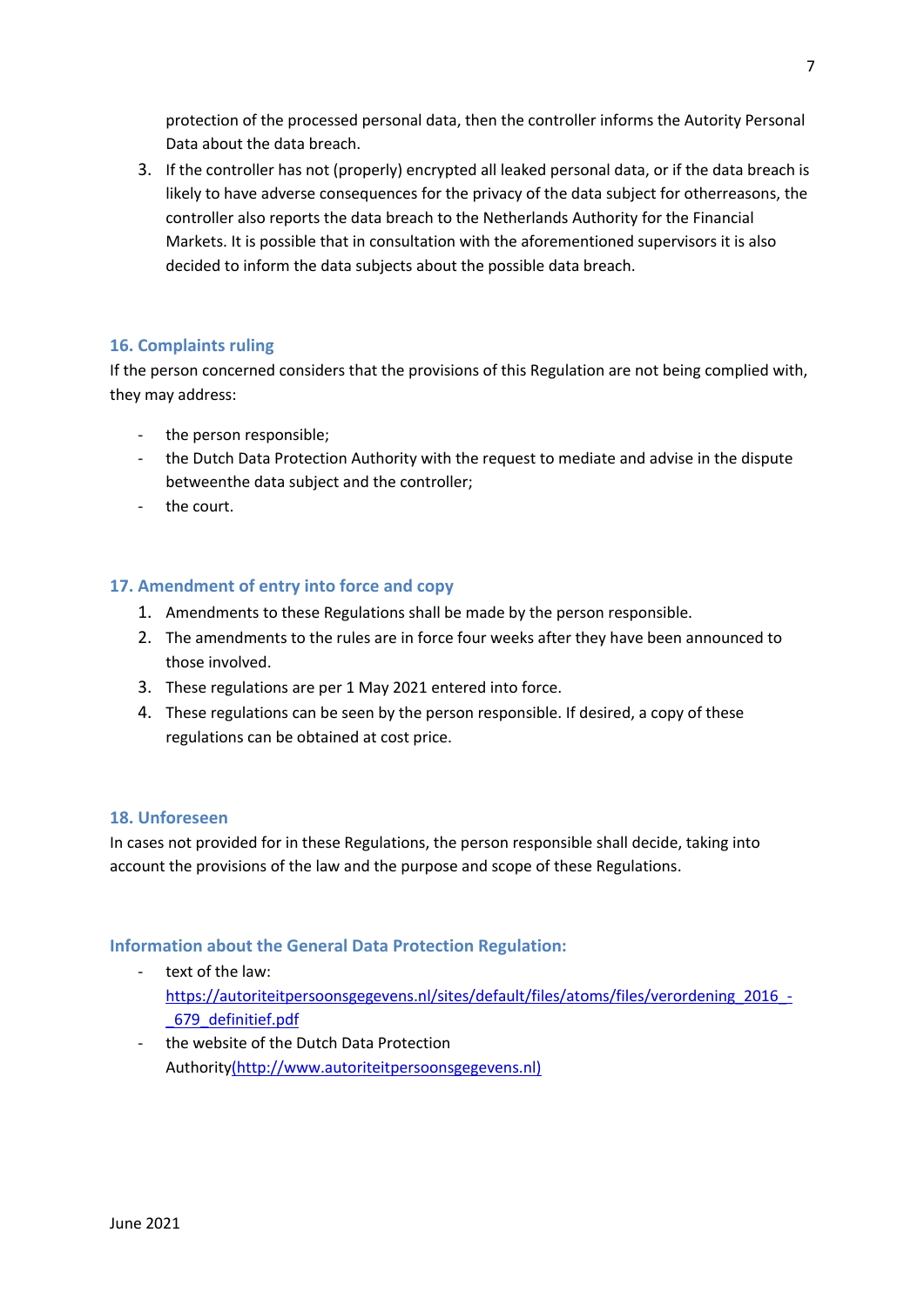protection of the processed personal data, then the controller informs the Autority Personal Data about the data breach.

3. If the controller has not (properly) encrypted all leaked personal data, or if the data breach is likely to have adverse consequences for the privacy of the data subject for otherreasons, the controller also reports the data breach to the Netherlands Authority for the Financial Markets. It is possible that in consultation with the aforementioned supervisors it is also decided to inform the data subjects about the possible data breach.

## 16. Complaints ruling

If the person concerned considers that the provisions of this Regulation are not being complied with, they may address:

- the person responsible;
- the Dutch Data Protection Authority with the request to mediate and advise in the dispute betweenthe data subject and the controller;
- the court.

## 17. Amendment of entry into force and copy

1. Amendments to these Regulations shall be made by the person responsible.
2. The amendments to the rules are in force four weeks after they have been announced to those involved.
3. These regulations are per 1 May 2021 entered into force.
4. These regulations can be seen by the person responsible. If desired, a copy of these regulations can be obtained at cost price.

## 18. Unforeseen

In cases not provided for in these Regulations, the person responsible shall decide, taking into account the provisions of the law and the purpose and scope of these Regulations.

## Information about the General Data Protection Regulation:

- text of the law: [https://autoriteitpersoonsgegevens.nl/sites/default/files/atoms/files/verordening_2016_-_679_definitief.pdf](https://autoriteitpersoonsgegevens.nl/sites/default/files/atoms/files/verordening_2016_-_679_definitief.pdf)
- the website of the Dutch Data Protection Authority[(http://www.autoriteitpersoonsgegevens.nl)](http://www.autoriteitpersoonsgegevens.nl)

June 2021